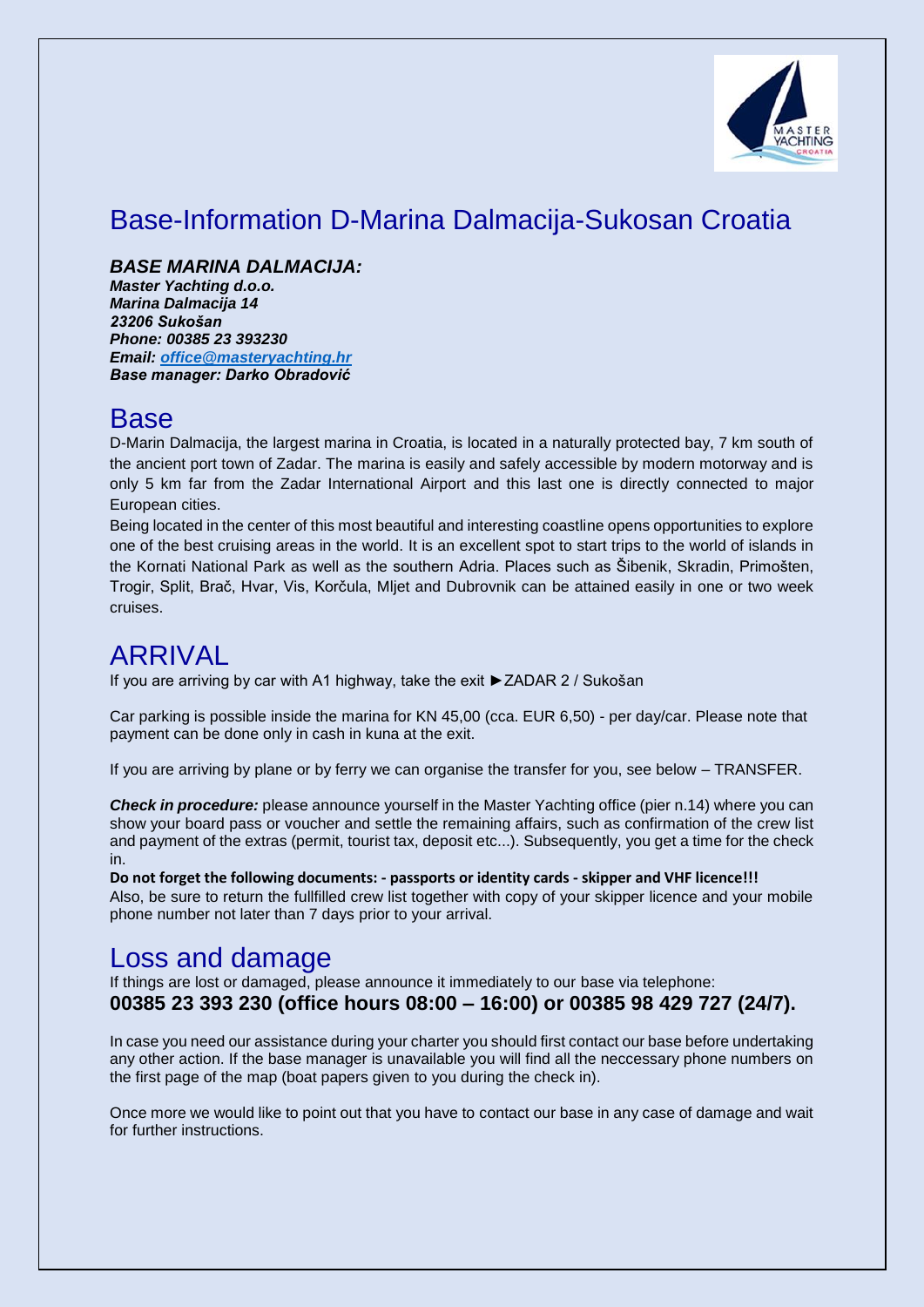# Base-Information D-Marina Dalmacija-Sukosan Croatia

***BASE MARINA DALMACIJA:***
***Master Yachting d.o.o.***
***Marina Dalmacija 14***
***23206 Sukošan***
***Phone: 00385 23 393230***
***Email: office@masteryachting.hr***
***Base manager: Darko Obradović***

## Base

D-Marin Dalmacija, the largest marina in Croatia, is located in a naturally protected bay, 7 km south of the ancient port town of Zadar. The marina is easily and safely accessible by modern motorway and is only 5 km far from the Zadar International Airport and this last one is directly connected to major European cities.

Being located in the center of this most beautiful and interesting coastline opens opportunities to explore one of the best cruising areas in the world. It is an excellent spot to start trips to the world of islands in the Kornati National Park as well as the southern Adria. Places such as Šibenik, Skradin, Primošten, Trogir, Split, Brač, Hvar, Vis, Korčula, Mljet and Dubrovnik can be attained easily in one or two week cruises.

## ARRIVAL

If you are arriving by car with A1 highway, take the exit ►ZADAR 2 / Sukošan

Car parking is possible inside the marina for KN 45,00 (cca. EUR 6,50) - per day/car. Please note that payment can be done only in cash in kuna at the exit.

If you are arriving by plane or by ferry we can organise the transfer for you, see below – TRANSFER.

***Check in procedure:*** please announce yourself in the Master Yachting office (pier n.14) where you can show your board pass or voucher and settle the remaining affairs, such as confirmation of the crew list and payment of the extras (permit, tourist tax, deposit etc...). Subsequently, you get a time for the check in.

**Do not forget the following documents: - passports or identity cards - skipper and VHF licence!!!**
Also, be sure to return the fullfilled crew list together with copy of your skipper licence and your mobile phone number not later than 7 days prior to your arrival.

## Loss and damage

If things are lost or damaged, please announce it immediately to our base via telephone:
**00385 23 393 230 (office hours 08:00 – 16:00) or 00385 98 429 727 (24/7).**

In case you need our assistance during your charter you should first contact our base before undertaking any other action. If the base manager is unavailable you will find all the neccessary phone numbers on the first page of the map (boat papers given to you during the check in).

Once more we would like to point out that you have to contact our base in any case of damage and wait for further instructions.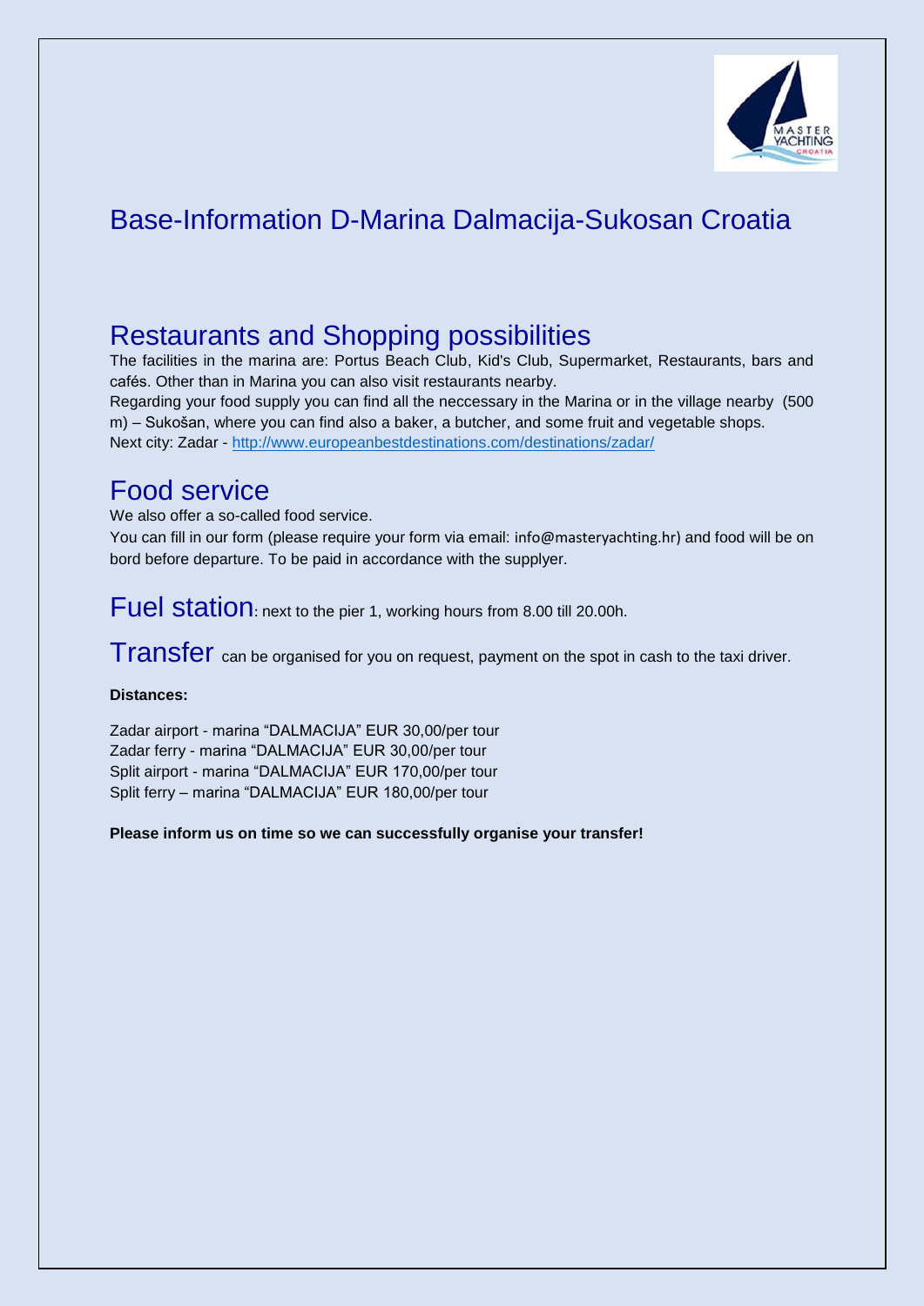# Base-Information D-Marina Dalmacija-Sukosan Croatia

## Restaurants and Shopping possibilities

The facilities in the marina are: Portus Beach Club, Kid's Club, Supermarket, Restaurants, bars and cafés. Other than in Marina you can also visit restaurants nearby.

Regarding your food supply you can find all the neccessary in the Marina or in the village nearby (500 m) – Sukošan, where you can find also a baker, a butcher, and some fruit and vegetable shops.

Next city: Zadar - http://www.europeanbestdestinations.com/destinations/zadar/

## Food service

We also offer a so-called food service.

You can fill in our form (please require your form via email: info@masteryachting.hr) and food will be on bord before departure. To be paid in accordance with the supplyer.

## Fuel station: next to the pier 1, working hours from 8.00 till 20.00h.

## Transfer can be organised for you on request, payment on the spot in cash to the taxi driver.

**Distances:**

Zadar airport - marina "DALMACIJA" EUR 30,00/per tour
Zadar ferry - marina "DALMACIJA" EUR 30,00/per tour
Split airport - marina "DALMACIJA" EUR 170,00/per tour
Split ferry – marina "DALMACIJA" EUR 180,00/per tour

**Please inform us on time so we can successfully organise your transfer!**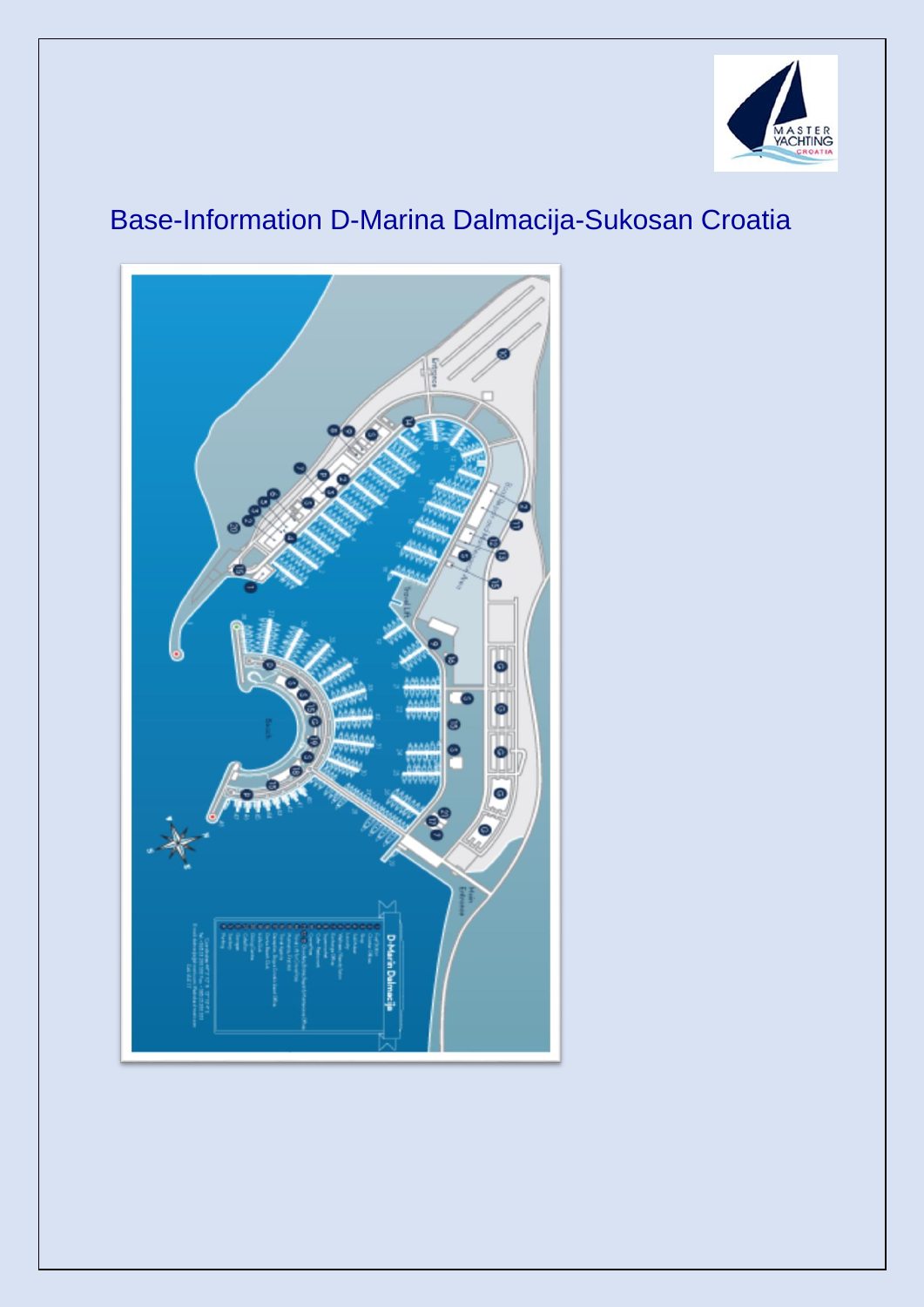# Base-Information D-Marina Dalmacija-Sukosan Croatia